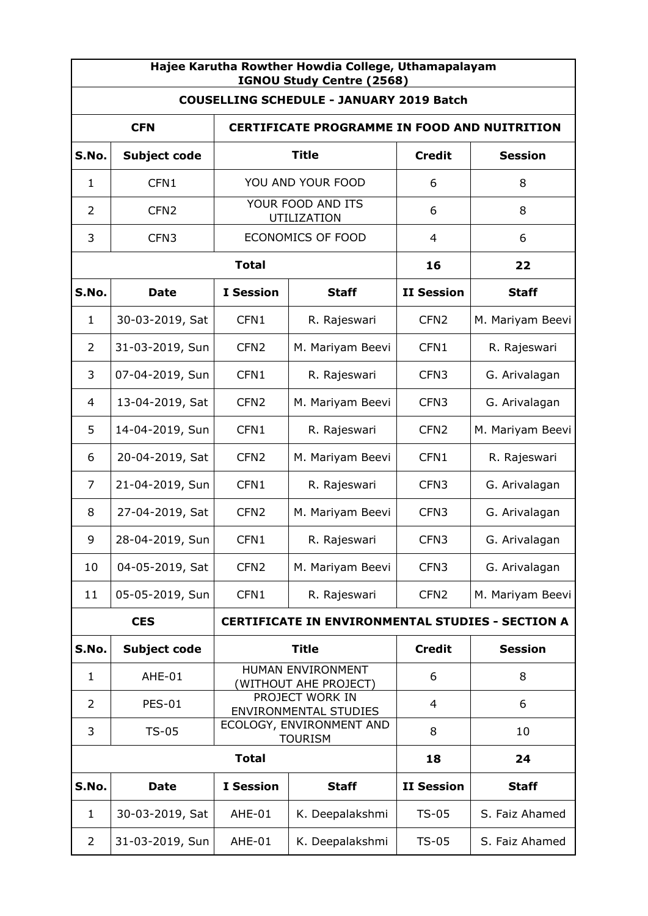## Hajee Karutha Rowther Howdia College, Uthamapalayam
## IGNOU Study Centre (2568)

### COUSELLING SCHEDULE - JANUARY 2019 Batch

| CFN | CERTIFICATE PROGRAMME IN FOOD AND NUITRITION | | |
|---|---|---|---|
| **S.No.** | **Subject code** | **Title** | **Credit** | **Session** |
| 1 | CFN1 | YOU AND YOUR FOOD | 6 | 8 |
| 2 | CFN2 | YOUR FOOD AND ITS UTILIZATION | 6 | 8 |
| 3 | CFN3 | ECONOMICS OF FOOD | 4 | 6 |
| | | **Total** | **16** | **22** |

| S.No. | Date | I Session | Staff | II Session | Staff |
|---|---|---|---|---|---|
| 1 | 30-03-2019, Sat | CFN1 | R. Rajeswari | CFN2 | M. Mariyam Beevi |
| 2 | 31-03-2019, Sun | CFN2 | M. Mariyam Beevi | CFN1 | R. Rajeswari |
| 3 | 07-04-2019, Sun | CFN1 | R. Rajeswari | CFN3 | G. Arivalagan |
| 4 | 13-04-2019, Sat | CFN2 | M. Mariyam Beevi | CFN3 | G. Arivalagan |
| 5 | 14-04-2019, Sun | CFN1 | R. Rajeswari | CFN2 | M. Mariyam Beevi |
| 6 | 20-04-2019, Sat | CFN2 | M. Mariyam Beevi | CFN1 | R. Rajeswari |
| 7 | 21-04-2019, Sun | CFN1 | R. Rajeswari | CFN3 | G. Arivalagan |
| 8 | 27-04-2019, Sat | CFN2 | M. Mariyam Beevi | CFN3 | G. Arivalagan |
| 9 | 28-04-2019, Sun | CFN1 | R. Rajeswari | CFN3 | G. Arivalagan |
| 10 | 04-05-2019, Sat | CFN2 | M. Mariyam Beevi | CFN3 | G. Arivalagan |
| 11 | 05-05-2019, Sun | CFN1 | R. Rajeswari | CFN2 | M. Mariyam Beevi |

| CES | CERTIFICATE IN ENVIRONMENTAL STUDIES - SECTION A | | | |
|---|---|---|---|---|
| **S.No.** | **Subject code** | **Title** | **Credit** | **Session** |
| 1 | AHE-01 | HUMAN ENVIRONMENT (WITHOUT AHE PROJECT) | 6 | 8 |
| 2 | PES-01 | PROJECT WORK IN ENVIRONMENTAL STUDIES | 4 | 6 |
| 3 | TS-05 | ECOLOGY, ENVIRONMENT AND TOURISM | 8 | 10 |
| | | **Total** | **18** | **24** |

| S.No. | Date | I Session | Staff | II Session | Staff |
|---|---|---|---|---|---|
| 1 | 30-03-2019, Sat | AHE-01 | K. Deepalakshmi | TS-05 | S. Faiz Ahamed |
| 2 | 31-03-2019, Sun | AHE-01 | K. Deepalakshmi | TS-05 | S. Faiz Ahamed |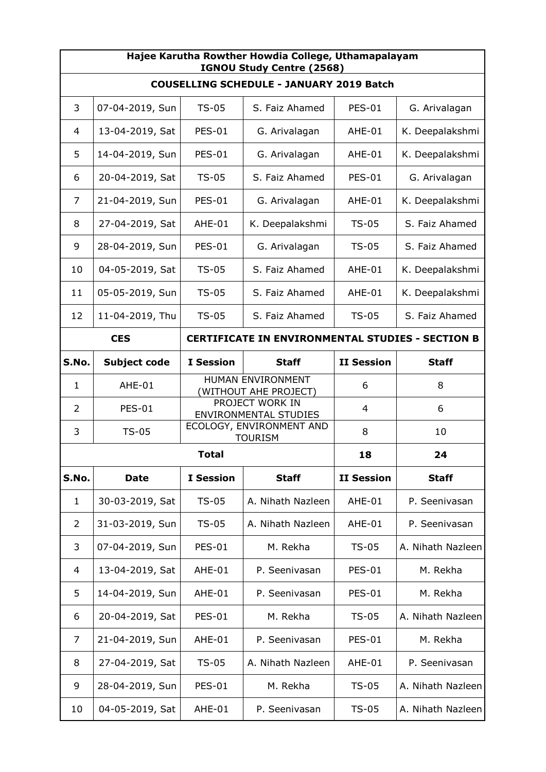| Hajee Karutha Rowther Howdia College, Uthamapalayam IGNOU Study Centre (2568) | | | | | |
|---|---|---|---|---|---|
| **COUSELLING SCHEDULE - JANUARY 2019 Batch** | | | | | |
| 3 | 07-04-2019, Sun | TS-05 | S. Faiz Ahamed | PES-01 | G. Arivalagan |
| 4 | 13-04-2019, Sat | PES-01 | G. Arivalagan | AHE-01 | K. Deepalakshmi |
| 5 | 14-04-2019, Sun | PES-01 | G. Arivalagan | AHE-01 | K. Deepalakshmi |
| 6 | 20-04-2019, Sat | TS-05 | S. Faiz Ahamed | PES-01 | G. Arivalagan |
| 7 | 21-04-2019, Sun | PES-01 | G. Arivalagan | AHE-01 | K. Deepalakshmi |
| 8 | 27-04-2019, Sat | AHE-01 | K. Deepalakshmi | TS-05 | S. Faiz Ahamed |
| 9 | 28-04-2019, Sun | PES-01 | G. Arivalagan | TS-05 | S. Faiz Ahamed |
| 10 | 04-05-2019, Sat | TS-05 | S. Faiz Ahamed | AHE-01 | K. Deepalakshmi |
| 11 | 05-05-2019, Sun | TS-05 | S. Faiz Ahamed | AHE-01 | K. Deepalakshmi |
| 12 | 11-04-2019, Thu | TS-05 | S. Faiz Ahamed | TS-05 | S. Faiz Ahamed |
| **CES** | | **CERTIFICATE IN ENVIRONMENTAL STUDIES - SECTION B** | | | |
| **S.No.** | **Subject code** | **I Session** | **Staff** | **II Session** | **Staff** |
| 1 | AHE-01 | HUMAN ENVIRONMENT (WITHOUT AHE PROJECT) | | 6 | 8 |
| 2 | PES-01 | PROJECT WORK IN ENVIRONMENTAL STUDIES | | 4 | 6 |
| 3 | TS-05 | ECOLOGY, ENVIRONMENT AND TOURISM | | 8 | 10 |
| **Total** | | | | **18** | **24** |
| **S.No.** | **Date** | **I Session** | **Staff** | **II Session** | **Staff** |
| 1 | 30-03-2019, Sat | TS-05 | A. Nihath Nazleen | AHE-01 | P. Seenivasan |
| 2 | 31-03-2019, Sun | TS-05 | A. Nihath Nazleen | AHE-01 | P. Seenivasan |
| 3 | 07-04-2019, Sun | PES-01 | M. Rekha | TS-05 | A. Nihath Nazleen |
| 4 | 13-04-2019, Sat | AHE-01 | P. Seenivasan | PES-01 | M. Rekha |
| 5 | 14-04-2019, Sun | AHE-01 | P. Seenivasan | PES-01 | M. Rekha |
| 6 | 20-04-2019, Sat | PES-01 | M. Rekha | TS-05 | A. Nihath Nazleen |
| 7 | 21-04-2019, Sun | AHE-01 | P. Seenivasan | PES-01 | M. Rekha |
| 8 | 27-04-2019, Sat | TS-05 | A. Nihath Nazleen | AHE-01 | P. Seenivasan |
| 9 | 28-04-2019, Sun | PES-01 | M. Rekha | TS-05 | A. Nihath Nazleen |
| 10 | 04-05-2019, Sat | AHE-01 | P. Seenivasan | TS-05 | A. Nihath Nazleen |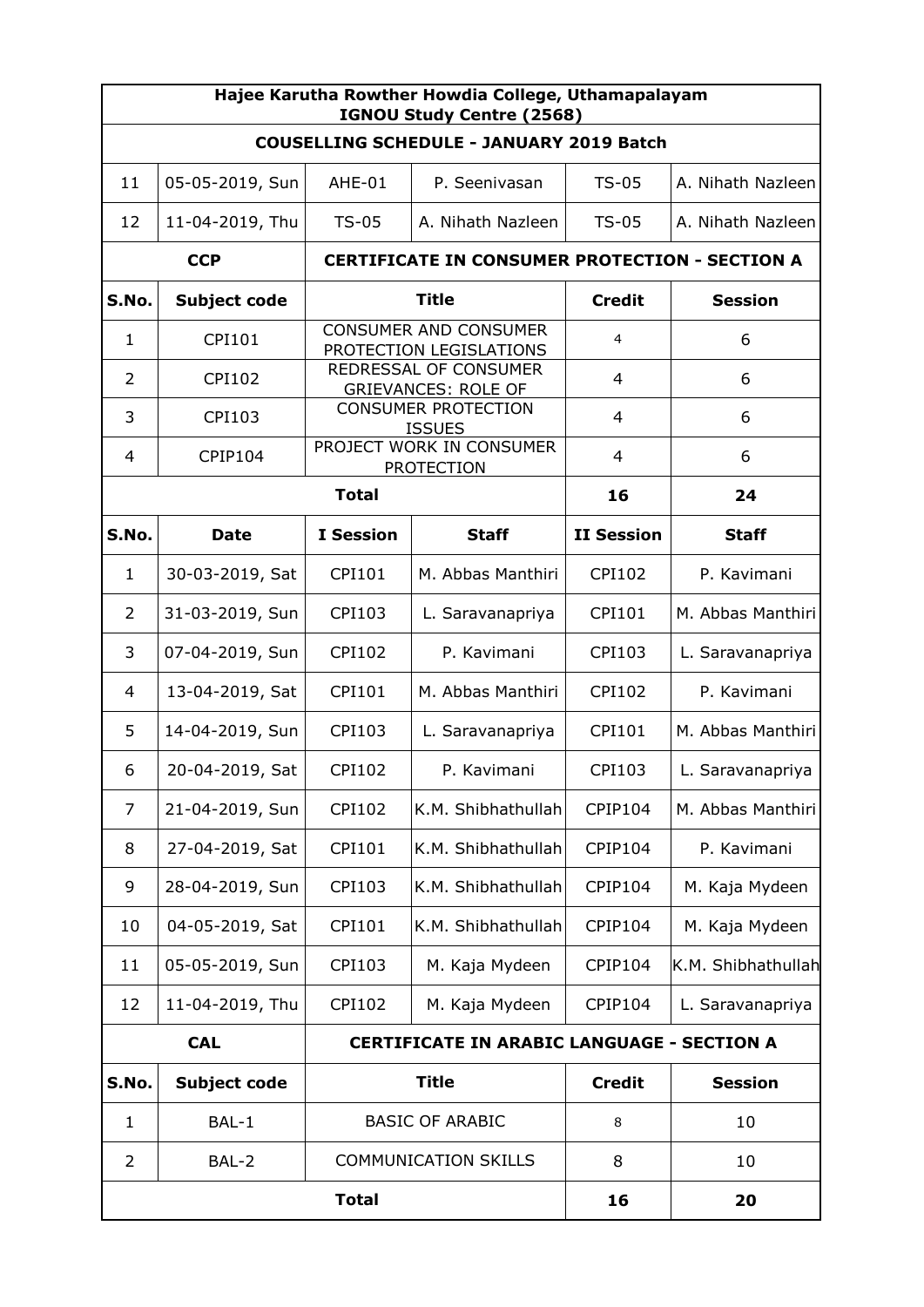**Hajee Karutha Rowther Howdia College, Uthamapalayam**
**IGNOU Study Centre (2568)**

**COUSELLING SCHEDULE - JANUARY 2019 Batch**

| | | | | | |
|---|---|---|---|---|---|
| 11 | 05-05-2019, Sun | AHE-01 | P. Seenivasan | TS-05 | A. Nihath Nazleen |
| 12 | 11-04-2019, Thu | TS-05 | A. Nihath Nazleen | TS-05 | A. Nihath Nazleen |

**CCP** — **CERTIFICATE IN CONSUMER PROTECTION - SECTION A**

| S.No. | Subject code | Title | Credit | Session |
|---|---|---|---|---|
| 1 | CPI101 | CONSUMER AND CONSUMER PROTECTION LEGISLATIONS | 4 | 6 |
| 2 | CPI102 | REDRESSAL OF CONSUMER GRIEVANCES: ROLE OF | 4 | 6 |
| 3 | CPI103 | CONSUMER PROTECTION ISSUES | 4 | 6 |
| 4 | CPIP104 | PROJECT WORK IN CONSUMER PROTECTION | 4 | 6 |
| | | **Total** | **16** | **24** |

| S.No. | Date | I Session | Staff | II Session | Staff |
|---|---|---|---|---|---|
| 1 | 30-03-2019, Sat | CPI101 | M. Abbas Manthiri | CPI102 | P. Kavimani |
| 2 | 31-03-2019, Sun | CPI103 | L. Saravanapriya | CPI101 | M. Abbas Manthiri |
| 3 | 07-04-2019, Sun | CPI102 | P. Kavimani | CPI103 | L. Saravanapriya |
| 4 | 13-04-2019, Sat | CPI101 | M. Abbas Manthiri | CPI102 | P. Kavimani |
| 5 | 14-04-2019, Sun | CPI103 | L. Saravanapriya | CPI101 | M. Abbas Manthiri |
| 6 | 20-04-2019, Sat | CPI102 | P. Kavimani | CPI103 | L. Saravanapriya |
| 7 | 21-04-2019, Sun | CPI102 | K.M. Shibhathullah | CPIP104 | M. Abbas Manthiri |
| 8 | 27-04-2019, Sat | CPI101 | K.M. Shibhathullah | CPIP104 | P. Kavimani |
| 9 | 28-04-2019, Sun | CPI103 | K.M. Shibhathullah | CPIP104 | M. Kaja Mydeen |
| 10 | 04-05-2019, Sat | CPI101 | K.M. Shibhathullah | CPIP104 | M. Kaja Mydeen |
| 11 | 05-05-2019, Sun | CPI103 | M. Kaja Mydeen | CPIP104 | K.M. Shibhathullah |
| 12 | 11-04-2019, Thu | CPI102 | M. Kaja Mydeen | CPIP104 | L. Saravanapriya |

**CAL** — **CERTIFICATE IN ARABIC LANGUAGE - SECTION A**

| S.No. | Subject code | Title | Credit | Session |
|---|---|---|---|---|
| 1 | BAL-1 | BASIC OF ARABIC | 8 | 10 |
| 2 | BAL-2 | COMMUNICATION SKILLS | 8 | 10 |
| | | **Total** | **16** | **20** |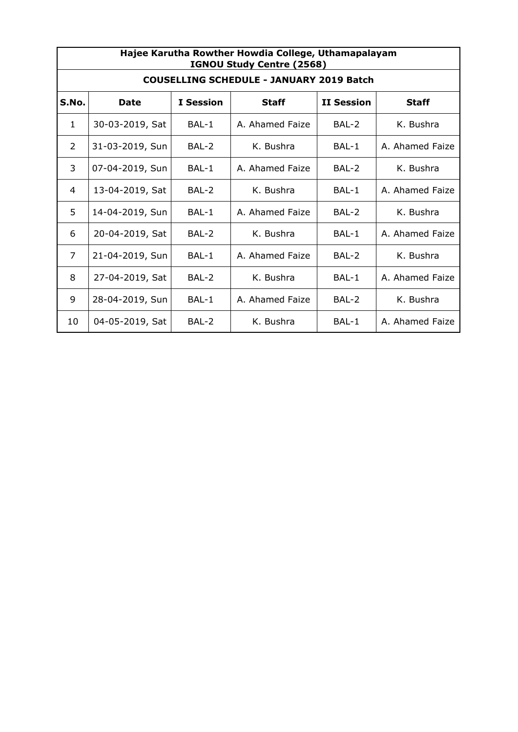**Hajee Karutha Rowther Howdia College, Uthamapalayam**
**IGNOU Study Centre (2568)**

**COUSELLING SCHEDULE - JANUARY 2019 Batch**

| S.No. | Date | I Session | Staff | II Session | Staff |
|---|---|---|---|---|---|
| 1 | 30-03-2019, Sat | BAL-1 | A. Ahamed Faize | BAL-2 | K. Bushra |
| 2 | 31-03-2019, Sun | BAL-2 | K. Bushra | BAL-1 | A. Ahamed Faize |
| 3 | 07-04-2019, Sun | BAL-1 | A. Ahamed Faize | BAL-2 | K. Bushra |
| 4 | 13-04-2019, Sat | BAL-2 | K. Bushra | BAL-1 | A. Ahamed Faize |
| 5 | 14-04-2019, Sun | BAL-1 | A. Ahamed Faize | BAL-2 | K. Bushra |
| 6 | 20-04-2019, Sat | BAL-2 | K. Bushra | BAL-1 | A. Ahamed Faize |
| 7 | 21-04-2019, Sun | BAL-1 | A. Ahamed Faize | BAL-2 | K. Bushra |
| 8 | 27-04-2019, Sat | BAL-2 | K. Bushra | BAL-1 | A. Ahamed Faize |
| 9 | 28-04-2019, Sun | BAL-1 | A. Ahamed Faize | BAL-2 | K. Bushra |
| 10 | 04-05-2019, Sat | BAL-2 | K. Bushra | BAL-1 | A. Ahamed Faize |